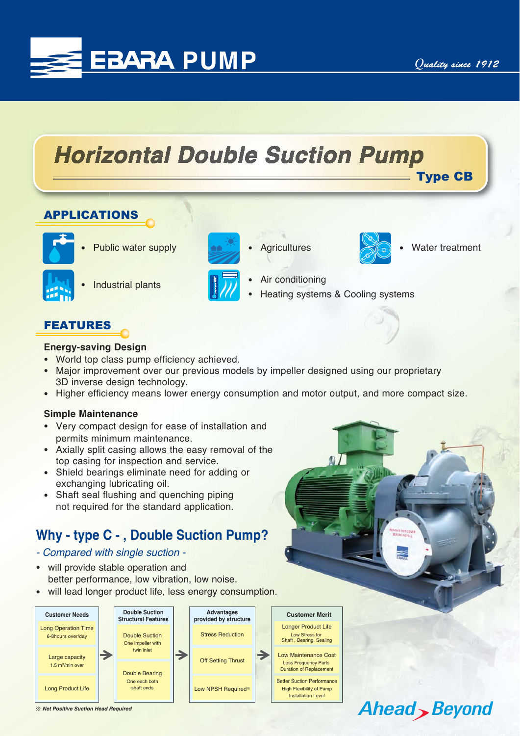# EBARA PUMP

*Quality since 1912*

# Horizontal Double Suction Pump

## Type CB

## APPLICATIONS

- Public water supply
- Agricultures
- Water treatment
- Industrial plants
- Air conditioning
- Heating systems & Cooling systems

## FEATURES

### Energy-saving Design

- World top class pump efficiency achieved.
- Major improvement over our previous models by impeller designed using our proprietary 3D inverse design technology.
- Higher efficiency means lower energy consumption and motor output, and more compact size.

### Simple Maintenance

- Very compact design for ease of installation and permits minimum maintenance.
- Axially split casing allows the easy removal of the top casing for inspection and service.
- Shield bearings eliminate need for adding or exchanging lubricating oil.
- Shaft seal flushing and quenching piping not required for the standard application.

## Why - type C - , Double Suction Pump?

*- Compared with single suction -*

- will provide stable operation and better performance, low vibration, low noise.
- will lead longer product life, less energy consumption.

| Customer Needs | | Double Suction Structural Features | | Advantages provided by structure | | Customer Merit |
|---|---|---|---|---|---|---|
| Long Operation Time<br>6-8hours over/day | → | Double Suction<br>One impeller with twin inlet | → | Stress Reduction | → | Longer Product Life<br>Low Stress for Shaft , Bearing, Sealing |
| Large capacity<br>1.5 m³/min over | | | | Off Setting Thrust | | Low Maintenance Cost<br>Less Frequency Parts Duration of Replacement |
| Long Product Life | | Double Bearing<br>One each both shaft ends | | Low NPSH Required※ | | Better Suction Performance<br>High Flexibility of Pump Installation Level |

*※ Net Positive Suction Head Required*

Ahead Beyond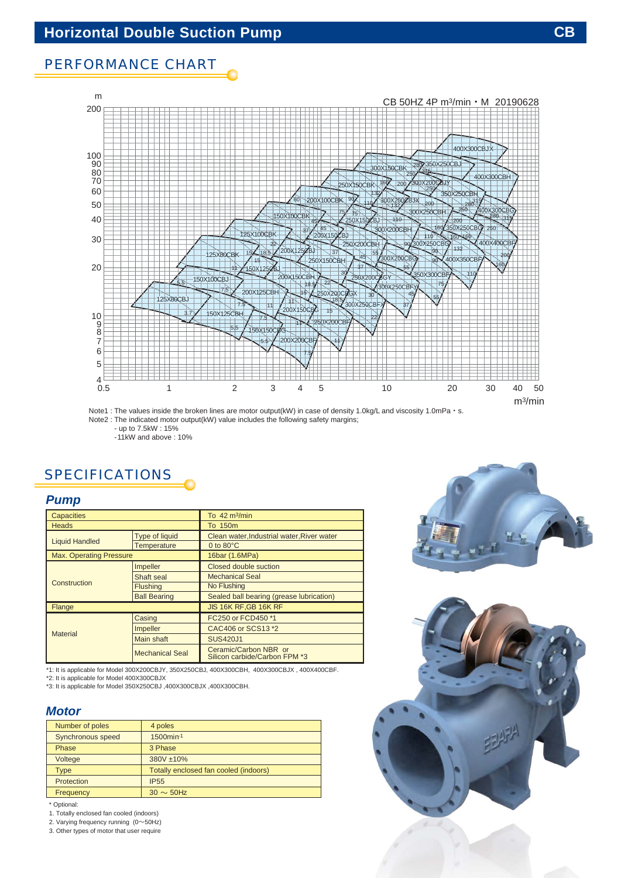# Horizontal Double Suction Pump

CB

## PERFORMANCE CHART

CB 50HZ 4P m³/min・M 20190628

m

200
100
90
80
70
60
50
40
30
20
10
9
8
7
6
5
4

0.5 1 2 3 4 5 10 20 30 40 50

m³/min

400X300CBJX
350X250CBJ
300X150CBK
400X300CBH
250X150CBK
300X200CBJY
350X250CBH
200X100CBK
300X200CBJX
400X300CBG
300X250CBH
150X100CBK
250X150CBJ
350X250CBG
300X200CBH
125X100CBK
200X150CBJ
400X400CBF
250X200CBH
300X250CBG
125X80CBK
200X125CBJ
250X150CBH
300X200CBG
400X350CBF
150X125CBJ
250X200CBGY
350X300CBF
200X150CBH
150X100CBJ
300X250CBFY
200X125CBH
250X200CBGX
125X80CBJ
300X250CBF
200X150CBG
150X125CBH
250X200CBF
150X150CBG
200X200CBF

Note1 : The values inside the broken lines are motor output(kW) in case of density 1.0kg/L and viscosity 1.0mPa・s.
Note2 : The indicated motor output(kW) value includes the following safety margins;
- up to 7.5kW : 15%
- 11kW and above : 10%

## SPECIFICATIONS

### *Pump*

| | | |
|---|---|---|
| Capacities | | To 42 m³/min |
| Heads | | To 150m |
| Liquid Handled | Type of liquid | Clean water,Industrial water,River water |
| | Temperature | 0 to 80°C |
| Max. Operating Pressure | | 16bar (1.6MPa) |
| Construction | Impeller | Closed double suction |
| | Shaft seal | Mechanical Seal |
| | Flushing | No Flushing |
| | Ball Bearing | Sealed ball bearing (grease lubrication) |
| Flange | | JIS 16K RF,GB 16K RF |
| Material | Casing | FC250 or FCD450 *1 |
| | Impeller | CAC406 or SCS13 *2 |
| | Main shaft | SUS420J1 |
| | Mechanical Seal | Ceramic/Carbon NBR or Silicon carbide/Carbon FPM *3 |

*1: It is applicable for Model 300X200CBJY, 350X250CBJ, 400X300CBH, 400X300CBJX , 400X400CBF.
*2: It is applicable for Model 400X300CBJX
*3: It is applicable for Model 350X250CBJ ,400X300CBJX ,400X300CBH.

### *Motor*

| | |
|---|---|
| Number of poles | 4 poles |
| Synchronous speed | 1500min⁻¹ |
| Phase | 3 Phase |
| Voltege | 380V ±10% |
| Type | Totally enclosed fan cooled (indoors) |
| Protection | IP55 |
| Frequency | 30 ～ 50Hz |

\* Optional:

1. Totally enclosed fan cooled (indoors)
2. Varying frequency running (0～50Hz)
3. Other types of motor that user require